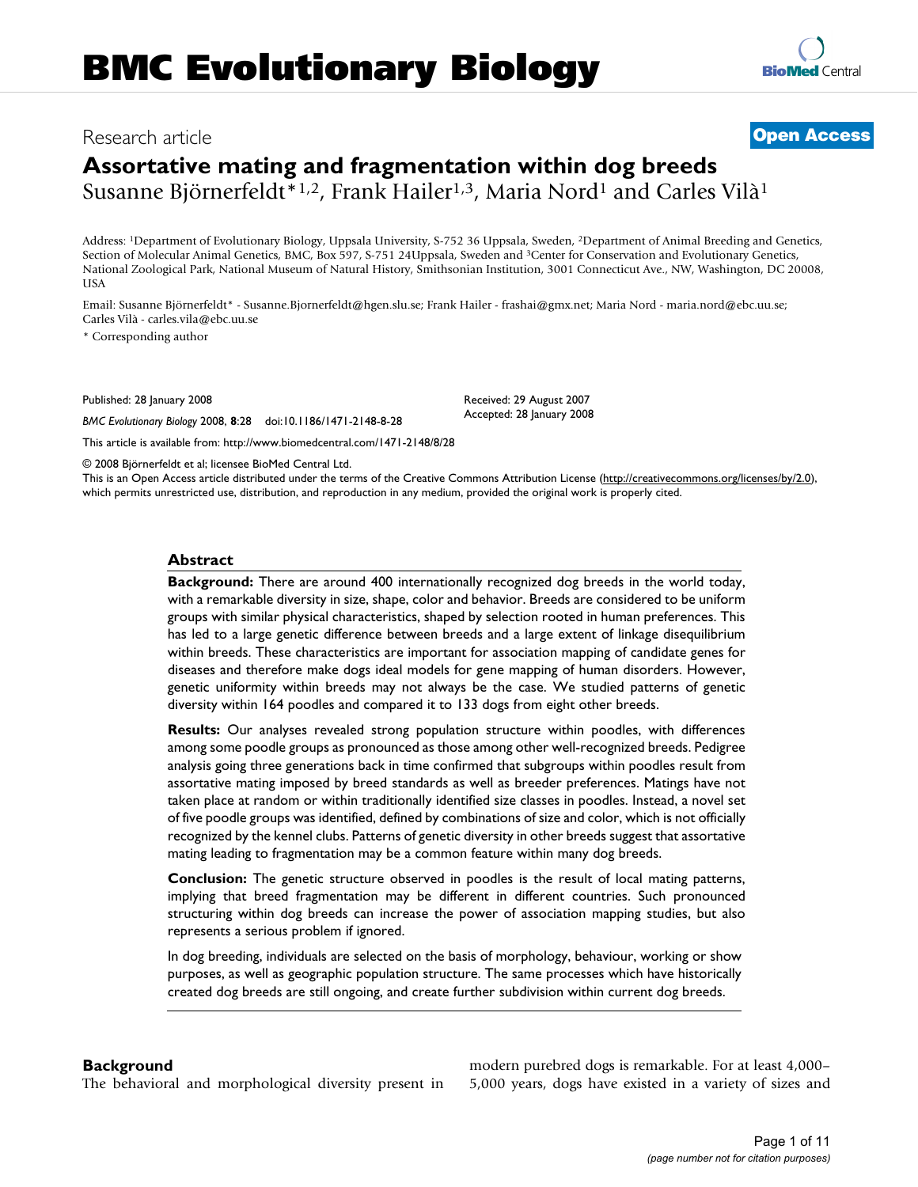# BMC Evolutionary Biology

Research article

**Open Access**

## Assortative mating and fragmentation within dog breeds

Susanne Björnerfeldt*[1,2], Frank Hailer[1,3], Maria Nord[1] and Carles Vilà[1]

Address: [1]Department of Evolutionary Biology, Uppsala University, S-752 36 Uppsala, Sweden, [2]Department of Animal Breeding and Genetics, Section of Molecular Animal Genetics, BMC, Box 597, S-751 24Uppsala, Sweden and [3]Center for Conservation and Evolutionary Genetics, National Zoological Park, National Museum of Natural History, Smithsonian Institution, 3001 Connecticut Ave., NW, Washington, DC 20008, USA

Email: Susanne Björnerfeldt* - Susanne.Bjornerfeldt@hgen.slu.se; Frank Hailer - frashai@gmx.net; Maria Nord - maria.nord@ebc.uu.se; Carles Vilà - carles.vila@ebc.uu.se

* Corresponding author

Published: 28 January 2008

*BMC Evolutionary Biology* 2008, **8**:28 doi:10.1186/1471-2148-8-28

Received: 29 August 2007
Accepted: 28 January 2008

This article is available from: http://www.biomedcentral.com/1471-2148/8/28

© 2008 Björnerfeldt et al; licensee BioMed Central Ltd.
This is an Open Access article distributed under the terms of the Creative Commons Attribution License (http://creativecommons.org/licenses/by/2.0), which permits unrestricted use, distribution, and reproduction in any medium, provided the original work is properly cited.

### Abstract

**Background:** There are around 400 internationally recognized dog breeds in the world today, with a remarkable diversity in size, shape, color and behavior. Breeds are considered to be uniform groups with similar physical characteristics, shaped by selection rooted in human preferences. This has led to a large genetic difference between breeds and a large extent of linkage disequilibrium within breeds. These characteristics are important for association mapping of candidate genes for diseases and therefore make dogs ideal models for gene mapping of human disorders. However, genetic uniformity within breeds may not always be the case. We studied patterns of genetic diversity within 164 poodles and compared it to 133 dogs from eight other breeds.

**Results:** Our analyses revealed strong population structure within poodles, with differences among some poodle groups as pronounced as those among other well-recognized breeds. Pedigree analysis going three generations back in time confirmed that subgroups within poodles result from assortative mating imposed by breed standards as well as breeder preferences. Matings have not taken place at random or within traditionally identified size classes in poodles. Instead, a novel set of five poodle groups was identified, defined by combinations of size and color, which is not officially recognized by the kennel clubs. Patterns of genetic diversity in other breeds suggest that assortative mating leading to fragmentation may be a common feature within many dog breeds.

**Conclusion:** The genetic structure observed in poodles is the result of local mating patterns, implying that breed fragmentation may be different in different countries. Such pronounced structuring within dog breeds can increase the power of association mapping studies, but also represents a serious problem if ignored.

In dog breeding, individuals are selected on the basis of morphology, behaviour, working or show purposes, as well as geographic population structure. The same processes which have historically created dog breeds are still ongoing, and create further subdivision within current dog breeds.

### Background

The behavioral and morphological diversity present in modern purebred dogs is remarkable. For at least 4,000–5,000 years, dogs have existed in a variety of sizes and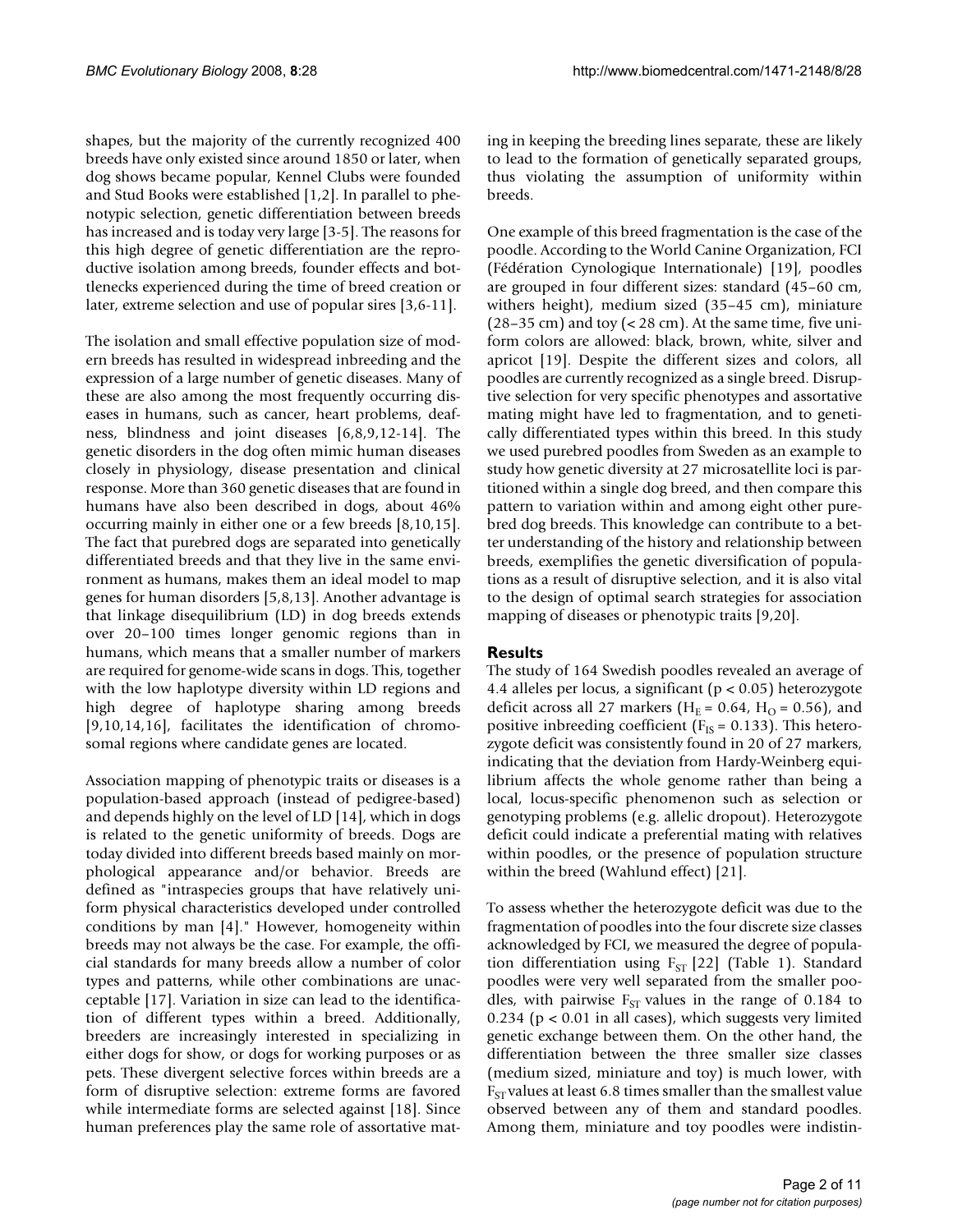shapes, but the majority of the currently recognized 400 breeds have only existed since around 1850 or later, when dog shows became popular, Kennel Clubs were founded and Stud Books were established [1,2]. In parallel to phenotypic selection, genetic differentiation between breeds has increased and is today very large [3-5]. The reasons for this high degree of genetic differentiation are the reproductive isolation among breeds, founder effects and bottlenecks experienced during the time of breed creation or later, extreme selection and use of popular sires [3,6-11].

The isolation and small effective population size of modern breeds has resulted in widespread inbreeding and the expression of a large number of genetic diseases. Many of these are also among the most frequently occurring diseases in humans, such as cancer, heart problems, deafness, blindness and joint diseases [6,8,9,12-14]. The genetic disorders in the dog often mimic human diseases closely in physiology, disease presentation and clinical response. More than 360 genetic diseases that are found in humans have also been described in dogs, about 46% occurring mainly in either one or a few breeds [8,10,15]. The fact that purebred dogs are separated into genetically differentiated breeds and that they live in the same environment as humans, makes them an ideal model to map genes for human disorders [5,8,13]. Another advantage is that linkage disequilibrium (LD) in dog breeds extends over 20–100 times longer genomic regions than in humans, which means that a smaller number of markers are required for genome-wide scans in dogs. This, together with the low haplotype diversity within LD regions and high degree of haplotype sharing among breeds [9,10,14,16], facilitates the identification of chromosomal regions where candidate genes are located.

Association mapping of phenotypic traits or diseases is a population-based approach (instead of pedigree-based) and depends highly on the level of LD [14], which in dogs is related to the genetic uniformity of breeds. Dogs are today divided into different breeds based mainly on morphological appearance and/or behavior. Breeds are defined as "intraspecies groups that have relatively uniform physical characteristics developed under controlled conditions by man [4]." However, homogeneity within breeds may not always be the case. For example, the official standards for many breeds allow a number of color types and patterns, while other combinations are unacceptable [17]. Variation in size can lead to the identification of different types within a breed. Additionally, breeders are increasingly interested in specializing in either dogs for show, or dogs for working purposes or as pets. These divergent selective forces within breeds are a form of disruptive selection: extreme forms are favored while intermediate forms are selected against [18]. Since human preferences play the same role of assortative mating in keeping the breeding lines separate, these are likely to lead to the formation of genetically separated groups, thus violating the assumption of uniformity within breeds.

One example of this breed fragmentation is the case of the poodle. According to the World Canine Organization, FCI (Fédération Cynologique Internationale) [19], poodles are grouped in four different sizes: standard (45–60 cm, withers height), medium sized (35–45 cm), miniature (28–35 cm) and toy (< 28 cm). At the same time, five uniform colors are allowed: black, brown, white, silver and apricot [19]. Despite the different sizes and colors, all poodles are currently recognized as a single breed. Disruptive selection for very specific phenotypes and assortative mating might have led to fragmentation, and to genetically differentiated types within this breed. In this study we used purebred poodles from Sweden as an example to study how genetic diversity at 27 microsatellite loci is partitioned within a single dog breed, and then compare this pattern to variation within and among eight other purebred dog breeds. This knowledge can contribute to a better understanding of the history and relationship between breeds, exemplifies the genetic diversification of populations as a result of disruptive selection, and it is also vital to the design of optimal search strategies for association mapping of diseases or phenotypic traits [9,20].

## Results

The study of 164 Swedish poodles revealed an average of 4.4 alleles per locus, a significant ($p < 0.05$) heterozygote deficit across all 27 markers ($H_E = 0.64$, $H_O = 0.56$), and positive inbreeding coefficient ($F_{IS} = 0.133$). This heterozygote deficit was consistently found in 20 of 27 markers, indicating that the deviation from Hardy-Weinberg equilibrium affects the whole genome rather than being a local, locus-specific phenomenon such as selection or genotyping problems (e.g. allelic dropout). Heterozygote deficit could indicate a preferential mating with relatives within poodles, or the presence of population structure within the breed (Wahlund effect) [21].

To assess whether the heterozygote deficit was due to the fragmentation of poodles into the four discrete size classes acknowledged by FCI, we measured the degree of population differentiation using $F_{ST}$ [22] (Table 1). Standard poodles were very well separated from the smaller poodles, with pairwise $F_{ST}$ values in the range of 0.184 to 0.234 ($p < 0.01$ in all cases), which suggests very limited genetic exchange between them. On the other hand, the differentiation between the three smaller size classes (medium sized, miniature and toy) is much lower, with $F_{ST}$ values at least 6.8 times smaller than the smallest value observed between any of them and standard poodles. Among them, miniature and toy poodles were indistin-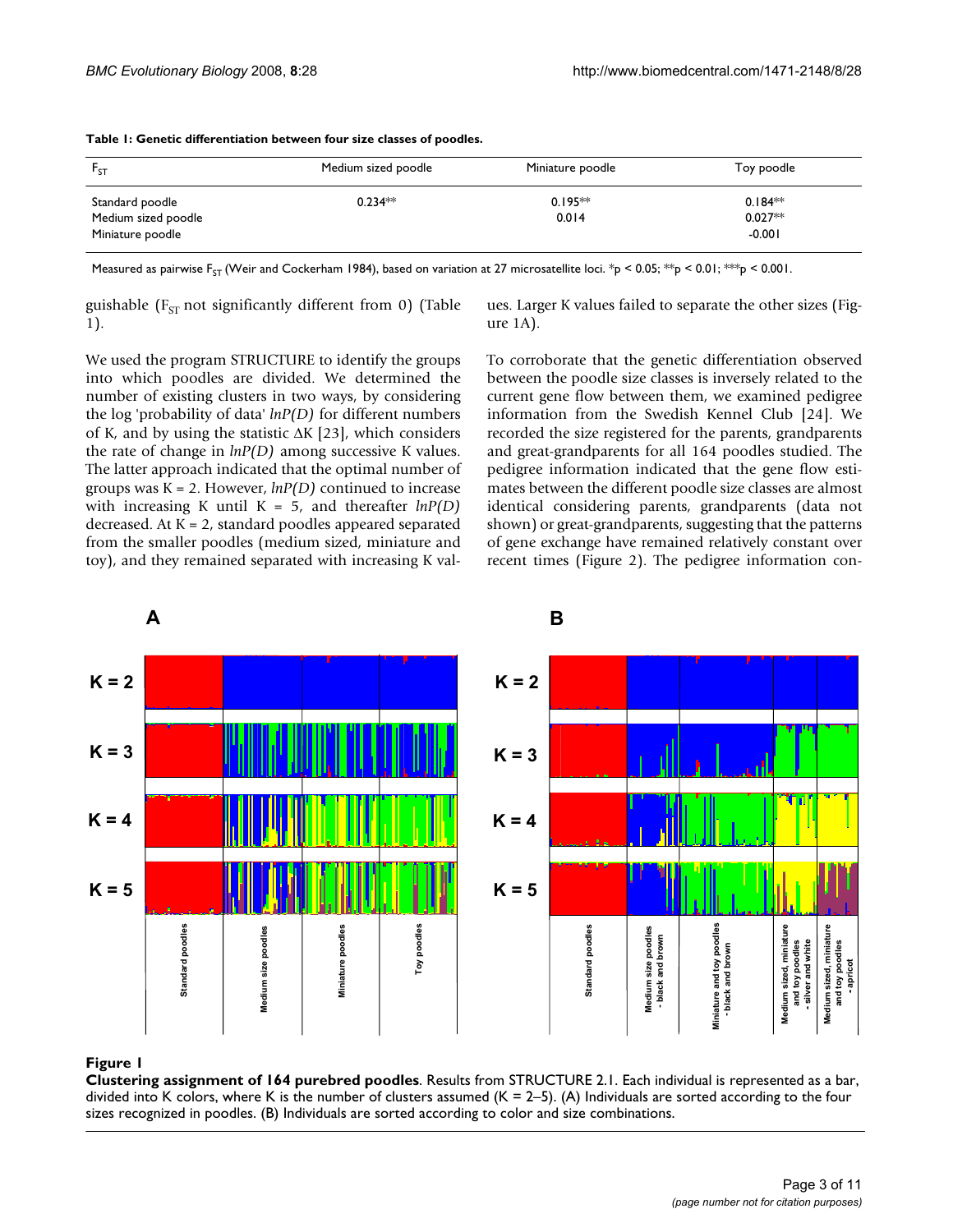**Table 1: Genetic differentiation between four size classes of poodles.**

| $F_{ST}$ | Medium sized poodle | Miniature poodle | Toy poodle |
|---|---|---|---|
| Standard poodle | 0.234** | 0.195** | 0.184** |
| Medium sized poodle | | 0.014 | 0.027** |
| Miniature poodle | | | -0.001 |

Measured as pairwise $F_{ST}$ (Weir and Cockerham 1984), based on variation at 27 microsatellite loci. *p < 0.05; **p < 0.01; ***p < 0.001.

guishable ($F_{ST}$ not significantly different from 0) (Table 1).

We used the program STRUCTURE to identify the groups into which poodles are divided. We determined the number of existing clusters in two ways, by considering the log 'probability of data' *lnP(D)* for different numbers of K, and by using the statistic ΔK [23], which considers the rate of change in *lnP(D)* among successive K values. The latter approach indicated that the optimal number of groups was K = 2. However, *lnP(D)* continued to increase with increasing K until K = 5, and thereafter *lnP(D)* decreased. At K = 2, standard poodles appeared separated from the smaller poodles (medium sized, miniature and toy), and they remained separated with increasing K values. Larger K values failed to separate the other sizes (Figure 1A).

To corroborate that the genetic differentiation observed between the poodle size classes is inversely related to the current gene flow between them, we examined pedigree information from the Swedish Kennel Club [24]. We recorded the size registered for the parents, grandparents and great-grandparents for all 164 poodles studied. The pedigree information indicated that the gene flow estimates between the different poodle size classes are almost identical considering parents, grandparents (data not shown) or great-grandparents, suggesting that the patterns of gene exchange have remained relatively constant over recent times (Figure 2). The pedigree information con-

**Figure 1**
**Clustering assignment of 164 purebred poodles**. Results from STRUCTURE 2.1. Each individual is represented as a bar, divided into K colors, where K is the number of clusters assumed (K = 2–5). (A) Individuals are sorted according to the four sizes recognized in poodles. (B) Individuals are sorted according to color and size combinations.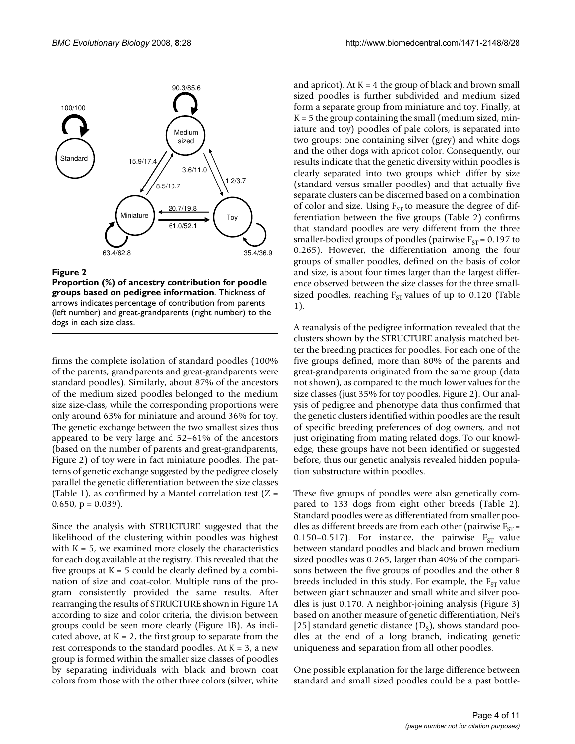**Figure 2**

**Proportion (%) of ancestry contribution for poodle groups based on pedigree information.** Thickness of arrows indicates percentage of contribution from parents (left number) and great-grandparents (right number) to the dogs in each size class.

firms the complete isolation of standard poodles (100% of the parents, grandparents and great-grandparents were standard poodles). Similarly, about 87% of the ancestors of the medium sized poodles belonged to the medium size size-class, while the corresponding proportions were only around 63% for miniature and around 36% for toy. The genetic exchange between the two smallest sizes thus appeared to be very large and 52–61% of the ancestors (based on the number of parents and great-grandparents, Figure 2) of toy were in fact miniature poodles. The patterns of genetic exchange suggested by the pedigree closely parallel the genetic differentiation between the size classes (Table 1), as confirmed by a Mantel correlation test ($Z = 0.650$, $p = 0.039$).

Since the analysis with STRUCTURE suggested that the likelihood of the clustering within poodles was highest with $K = 5$, we examined more closely the characteristics for each dog available at the registry. This revealed that the five groups at $K = 5$ could be clearly defined by a combination of size and coat-color. Multiple runs of the program consistently provided the same results. After rearranging the results of STRUCTURE shown in Figure 1A according to size and color criteria, the division between groups could be seen more clearly (Figure 1B). As indicated above, at $K = 2$, the first group to separate from the rest corresponds to the standard poodles. At $K = 3$, a new group is formed within the smaller size classes of poodles by separating individuals with black and brown coat colors from those with the other three colors (silver, white and apricot). At $K = 4$ the group of black and brown small sized poodles is further subdivided and medium sized form a separate group from miniature and toy. Finally, at $K = 5$ the group containing the small (medium sized, miniature and toy) poodles of pale colors, is separated into two groups: one containing silver (grey) and white dogs and the other dogs with apricot color. Consequently, our results indicate that the genetic diversity within poodles is clearly separated into two groups which differ by size (standard versus smaller poodles) and that actually five separate clusters can be discerned based on a combination of color and size. Using $F_{ST}$ to measure the degree of differentiation between the five groups (Table 2) confirms that standard poodles are very different from the three smaller-bodied groups of poodles (pairwise $F_{ST} = 0.197$ to 0.265). However, the differentiation among the four groups of smaller poodles, defined on the basis of color and size, is about four times larger than the largest difference observed between the size classes for the three small-sized poodles, reaching $F_{ST}$ values of up to 0.120 (Table 1).

A reanalysis of the pedigree information revealed that the clusters shown by the STRUCTURE analysis matched better the breeding practices for poodles. For each one of the five groups defined, more than 80% of the parents and great-grandparents originated from the same group (data not shown), as compared to the much lower values for the size classes (just 35% for toy poodles, Figure 2). Our analysis of pedigree and phenotype data thus confirmed that the genetic clusters identified within poodles are the result of specific breeding preferences of dog owners, and not just originating from mating related dogs. To our knowledge, these groups have not been identified or suggested before, thus our genetic analysis revealed hidden population substructure within poodles.

These five groups of poodles were also genetically compared to 133 dogs from eight other breeds (Table 2). Standard poodles were as differentiated from smaller poodles as different breeds are from each other (pairwise $F_{ST} = 0.150–0.517$). For instance, the pairwise $F_{ST}$ value between standard poodles and black and brown medium sized poodles was 0.265, larger than 40% of the comparisons between the five groups of poodles and the other 8 breeds included in this study. For example, the $F_{ST}$ value between giant schnauzer and small white and silver poodles is just 0.170. A neighbor-joining analysis (Figure 3) based on another measure of genetic differentiation, Nei's [25] standard genetic distance ($D_S$), shows standard poodles at the end of a long branch, indicating genetic uniqueness and separation from all other poodles.

One possible explanation for the large difference between standard and small sized poodles could be a past bottle-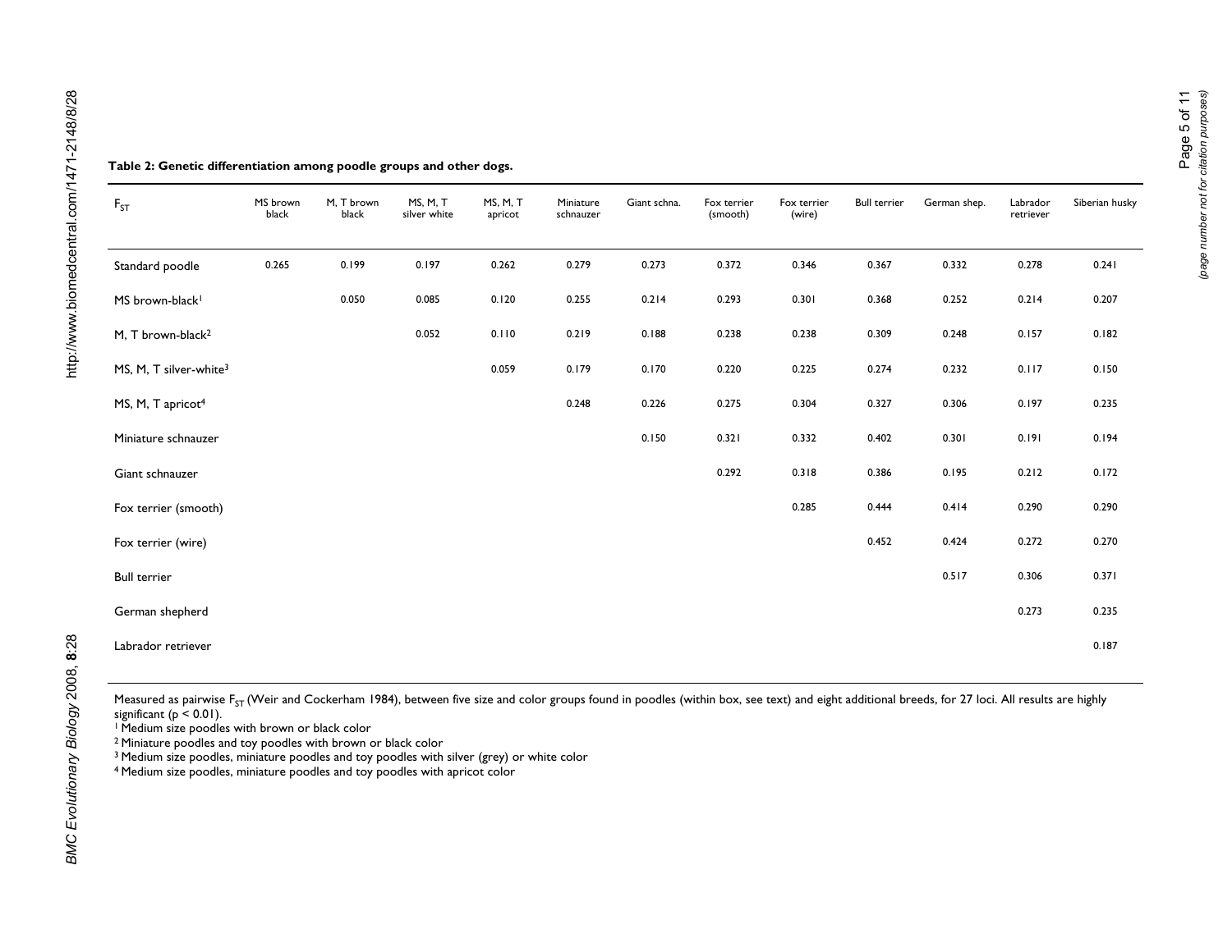**Table 2: Genetic differentiation among poodle groups and other dogs.**

| $F_{ST}$ | MS brown black | M, T brown black | MS, M, T silver white | MS, M, T apricot | Miniature schnauzer | Giant schna. | Fox terrier (smooth) | Fox terrier (wire) | Bull terrier | German shep. | Labrador retriever | Siberian husky |
|---|---|---|---|---|---|---|---|---|---|---|---|---|
| Standard poodle | 0.265 | 0.199 | 0.197 | 0.262 | 0.279 | 0.273 | 0.372 | 0.346 | 0.367 | 0.332 | 0.278 | 0.241 |
| MS brown-black[1] | | 0.050 | 0.085 | 0.120 | 0.255 | 0.214 | 0.293 | 0.301 | 0.368 | 0.252 | 0.214 | 0.207 |
| M, T brown-black[2] | | | 0.052 | 0.110 | 0.219 | 0.188 | 0.238 | 0.238 | 0.309 | 0.248 | 0.157 | 0.182 |
| MS, M, T silver-white[3] | | | | 0.059 | 0.179 | 0.170 | 0.220 | 0.225 | 0.274 | 0.232 | 0.117 | 0.150 |
| MS, M, T apricot[4] | | | | | 0.248 | 0.226 | 0.275 | 0.304 | 0.327 | 0.306 | 0.197 | 0.235 |
| Miniature schnauzer | | | | | | 0.150 | 0.321 | 0.332 | 0.402 | 0.301 | 0.191 | 0.194 |
| Giant schnauzer | | | | | | | 0.292 | 0.318 | 0.386 | 0.195 | 0.212 | 0.172 |
| Fox terrier (smooth) | | | | | | | | 0.285 | 0.444 | 0.414 | 0.290 | 0.290 |
| Fox terrier (wire) | | | | | | | | | 0.452 | 0.424 | 0.272 | 0.270 |
| Bull terrier | | | | | | | | | | 0.517 | 0.306 | 0.371 |
| German shepherd | | | | | | | | | | | 0.273 | 0.235 |
| Labrador retriever | | | | | | | | | | | | 0.187 |

Measured as pairwise $F_{ST}$ (Weir and Cockerham 1984), between five size and color groups found in poodles (within box, see text) and eight additional breeds, for 27 loci. All results are highly significant ($p < 0.01$).

[1] Medium size poodles with brown or black color

[2] Miniature poodles and toy poodles with brown or black color

[3] Medium size poodles, miniature poodles and toy poodles with silver (grey) or white color

[4] Medium size poodles, miniature poodles and toy poodles with apricot color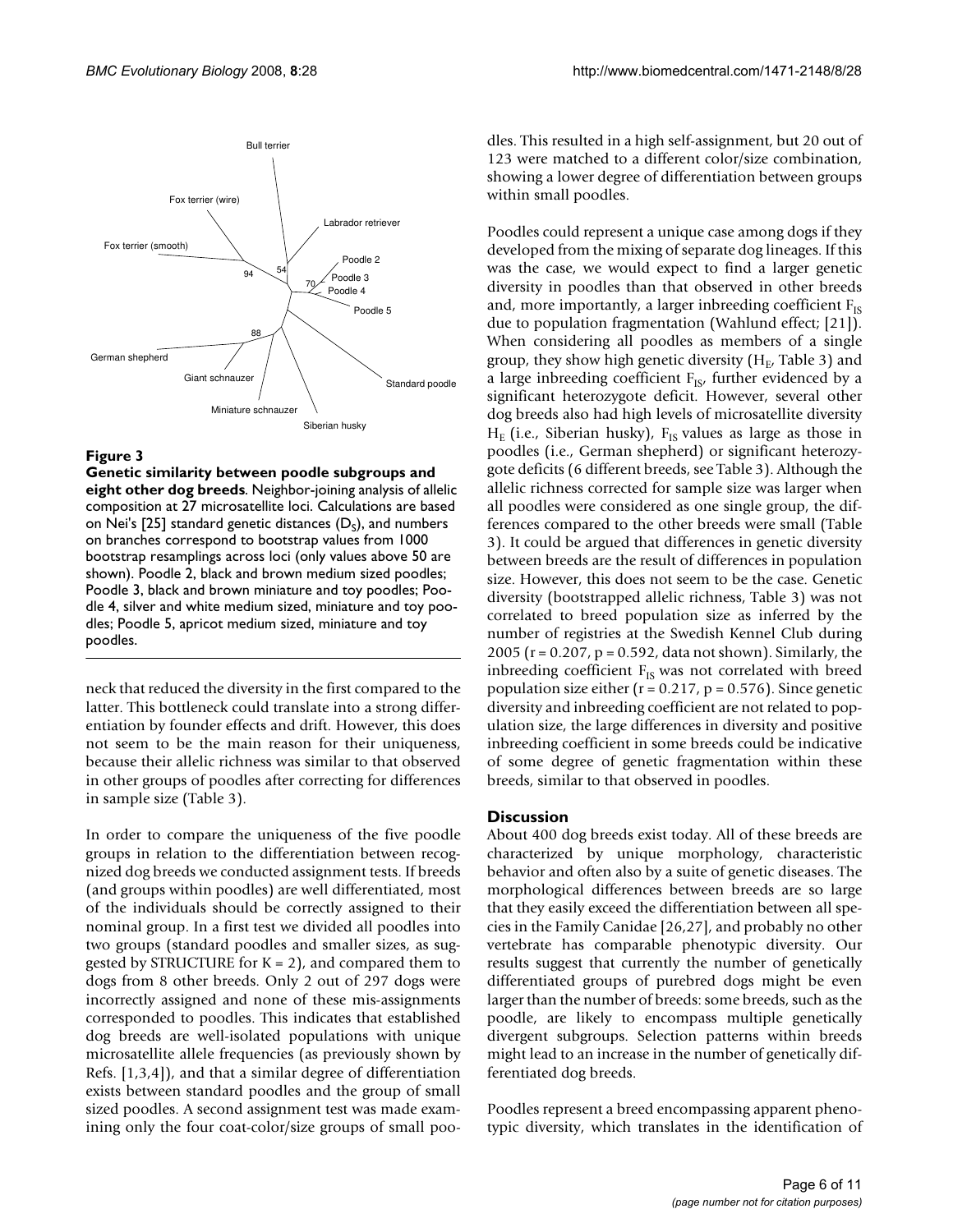**Figure 3**

**Genetic similarity between poodle subgroups and eight other dog breeds**. Neighbor-joining analysis of allelic composition at 27 microsatellite loci. Calculations are based on Nei's [25] standard genetic distances ($D_S$), and numbers on branches correspond to bootstrap values from 1000 bootstrap resamplings across loci (only values above 50 are shown). Poodle 2, black and brown medium sized poodles; Poodle 3, black and brown miniature and toy poodles; Poodle 4, silver and white medium sized, miniature and toy poodles; Poodle 5, apricot medium sized, miniature and toy poodles.

neck that reduced the diversity in the first compared to the latter. This bottleneck could translate into a strong differentiation by founder effects and drift. However, this does not seem to be the main reason for their uniqueness, because their allelic richness was similar to that observed in other groups of poodles after correcting for differences in sample size (Table 3).

In order to compare the uniqueness of the five poodle groups in relation to the differentiation between recognized dog breeds we conducted assignment tests. If breeds (and groups within poodles) are well differentiated, most of the individuals should be correctly assigned to their nominal group. In a first test we divided all poodles into two groups (standard poodles and smaller sizes, as suggested by STRUCTURE for K = 2), and compared them to dogs from 8 other breeds. Only 2 out of 297 dogs were incorrectly assigned and none of these mis-assignments corresponded to poodles. This indicates that established dog breeds are well-isolated populations with unique microsatellite allele frequencies (as previously shown by Refs. [1,3,4]), and that a similar degree of differentiation exists between standard poodles and the group of small sized poodles. A second assignment test was made examining only the four coat-color/size groups of small poodles. This resulted in a high self-assignment, but 20 out of 123 were matched to a different color/size combination, showing a lower degree of differentiation between groups within small poodles.

Poodles could represent a unique case among dogs if they developed from the mixing of separate dog lineages. If this was the case, we would expect to find a larger genetic diversity in poodles than that observed in other breeds and, more importantly, a larger inbreeding coefficient $F_{IS}$ due to population fragmentation (Wahlund effect; [21]). When considering all poodles as members of a single group, they show high genetic diversity ($H_E$, Table 3) and a large inbreeding coefficient $F_{IS}$, further evidenced by a significant heterozygote deficit. However, several other dog breeds also had high levels of microsatellite diversity $H_E$ (i.e., Siberian husky), $F_{IS}$ values as large as those in poodles (i.e., German shepherd) or significant heterozygote deficits (6 different breeds, see Table 3). Although the allelic richness corrected for sample size was larger when all poodles were considered as one single group, the differences compared to the other breeds were small (Table 3). It could be argued that differences in genetic diversity between breeds are the result of differences in population size. However, this does not seem to be the case. Genetic diversity (bootstrapped allelic richness, Table 3) was not correlated to breed population size as inferred by the number of registries at the Swedish Kennel Club during 2005 ($r = 0.207$, $p = 0.592$, data not shown). Similarly, the inbreeding coefficient $F_{IS}$ was not correlated with breed population size either ($r = 0.217$, $p = 0.576$). Since genetic diversity and inbreeding coefficient are not related to population size, the large differences in diversity and positive inbreeding coefficient in some breeds could be indicative of some degree of genetic fragmentation within these breeds, similar to that observed in poodles.

## Discussion

About 400 dog breeds exist today. All of these breeds are characterized by unique morphology, characteristic behavior and often also by a suite of genetic diseases. The morphological differences between breeds are so large that they easily exceed the differentiation between all species in the Family Canidae [26,27], and probably no other vertebrate has comparable phenotypic diversity. Our results suggest that currently the number of genetically differentiated groups of purebred dogs might be even larger than the number of breeds: some breeds, such as the poodle, are likely to encompass multiple genetically divergent subgroups. Selection patterns within breeds might lead to an increase in the number of genetically differentiated dog breeds.

Poodles represent a breed encompassing apparent phenotypic diversity, which translates in the identification of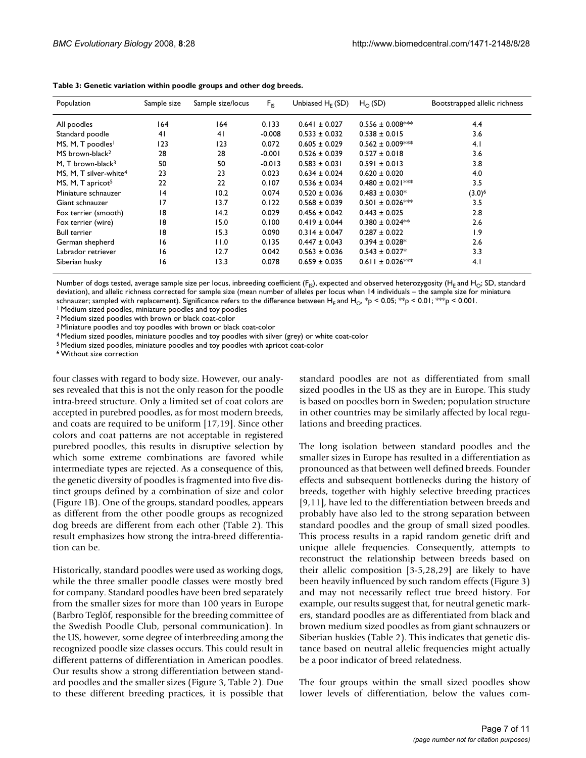**Table 3: Genetic variation within poodle groups and other dog breeds.**

| Population | Sample size | Sample size/locus | $F_{IS}$ | Unbiased $H_E$ (SD) | $H_O$ (SD) | Bootstrapped allelic richness |
|---|---|---|---|---|---|---|
| All poodles | 164 | 164 | 0.133 | 0.641 ± 0.027 | 0.556 ± 0.008*** | 4.4 |
| Standard poodle | 41 | 41 | -0.008 | 0.533 ± 0.032 | 0.538 ± 0.015 | 3.6 |
| MS, M, T poodles[1] | 123 | 123 | 0.072 | 0.605 ± 0.029 | 0.562 ± 0.009*** | 4.1 |
| MS brown-black[2] | 28 | 28 | -0.001 | 0.526 ± 0.039 | 0.527 ± 0.018 | 3.6 |
| M, T brown-black[3] | 50 | 50 | -0.013 | 0.583 ± 0.031 | 0.591 ± 0.013 | 3.8 |
| MS, M, T silver-white[4] | 23 | 23 | 0.023 | 0.634 ± 0.024 | 0.620 ± 0.020 | 4.0 |
| MS, M, T apricot[5] | 22 | 22 | 0.107 | 0.536 ± 0.034 | 0.480 ± 0.021*** | 3.5 |
| Miniature schnauzer | 14 | 10.2 | 0.074 | 0.520 ± 0.036 | 0.483 ± 0.030* | (3.0)[6] |
| Giant schnauzer | 17 | 13.7 | 0.122 | 0.568 ± 0.039 | 0.501 ± 0.026*** | 3.5 |
| Fox terrier (smooth) | 18 | 14.2 | 0.029 | 0.456 ± 0.042 | 0.443 ± 0.025 | 2.8 |
| Fox terrier (wire) | 18 | 15.0 | 0.100 | 0.419 ± 0.044 | 0.380 ± 0.024** | 2.6 |
| Bull terrier | 18 | 15.3 | 0.090 | 0.314 ± 0.047 | 0.287 ± 0.022 | 1.9 |
| German shepherd | 16 | 11.0 | 0.135 | 0.447 ± 0.043 | 0.394 ± 0.028* | 2.6 |
| Labrador retriever | 16 | 12.7 | 0.042 | 0.563 ± 0.036 | 0.543 ± 0.027* | 3.3 |
| Siberian husky | 16 | 13.3 | 0.078 | 0.659 ± 0.035 | 0.611 ± 0.026*** | 4.1 |

Number of dogs tested, average sample size per locus, inbreeding coefficient ($F_{IS}$), expected and observed heterozygosity ($H_E$ and $H_O$; SD, standard deviation), and allelic richness corrected for sample size (mean number of alleles per locus when 14 individuals – the sample size for miniature schnauzer; sampled with replacement). Significance refers to the difference between $H_E$ and $H_O$, *$p < 0.05$; **$p < 0.01$; ***$p < 0.001$.

[1] Medium sized poodles, miniature poodles and toy poodles

[2] Medium sized poodles with brown or black coat-color

[3] Miniature poodles and toy poodles with brown or black coat-color

[4] Medium sized poodles, miniature poodles and toy poodles with silver (grey) or white coat-color

[5] Medium sized poodles, miniature poodles and toy poodles with apricot coat-color

[6] Without size correction

four classes with regard to body size. However, our analyses revealed that this is not the only reason for the poodle intra-breed structure. Only a limited set of coat colors are accepted in purebred poodles, as for most modern breeds, and coats are required to be uniform [17,19]. Since other colors and coat patterns are not acceptable in registered purebred poodles, this results in disruptive selection by which some extreme combinations are favored while intermediate types are rejected. As a consequence of this, the genetic diversity of poodles is fragmented into five distinct groups defined by a combination of size and color (Figure 1B). One of the groups, standard poodles, appears as different from the other poodle groups as recognized dog breeds are different from each other (Table 2). This result emphasizes how strong the intra-breed differentiation can be.

Historically, standard poodles were used as working dogs, while the three smaller poodle classes were mostly bred for company. Standard poodles have been bred separately from the smaller sizes for more than 100 years in Europe (Barbro Teglöf, responsible for the breeding committee of the Swedish Poodle Club, personal communication). In the US, however, some degree of interbreeding among the recognized poodle size classes occurs. This could result in different patterns of differentiation in American poodles. Our results show a strong differentiation between standard poodles and the smaller sizes (Figure 3, Table 2). Due to these different breeding practices, it is possible that standard poodles are not as differentiated from small sized poodles in the US as they are in Europe. This study is based on poodles born in Sweden; population structure in other countries may be similarly affected by local regulations and breeding practices.

The long isolation between standard poodles and the smaller sizes in Europe has resulted in a differentiation as pronounced as that between well defined breeds. Founder effects and subsequent bottlenecks during the history of breeds, together with highly selective breeding practices [9,11], have led to the differentiation between breeds and probably have also led to the strong separation between standard poodles and the group of small sized poodles. This process results in a rapid random genetic drift and unique allele frequencies. Consequently, attempts to reconstruct the relationship between breeds based on their allelic composition [3-5,28,29] are likely to have been heavily influenced by such random effects (Figure 3) and may not necessarily reflect true breed history. For example, our results suggest that, for neutral genetic markers, standard poodles are as differentiated from black and brown medium sized poodles as from giant schnauzers or Siberian huskies (Table 2). This indicates that genetic distance based on neutral allelic frequencies might actually be a poor indicator of breed relatedness.

The four groups within the small sized poodles show lower levels of differentiation, below the values com-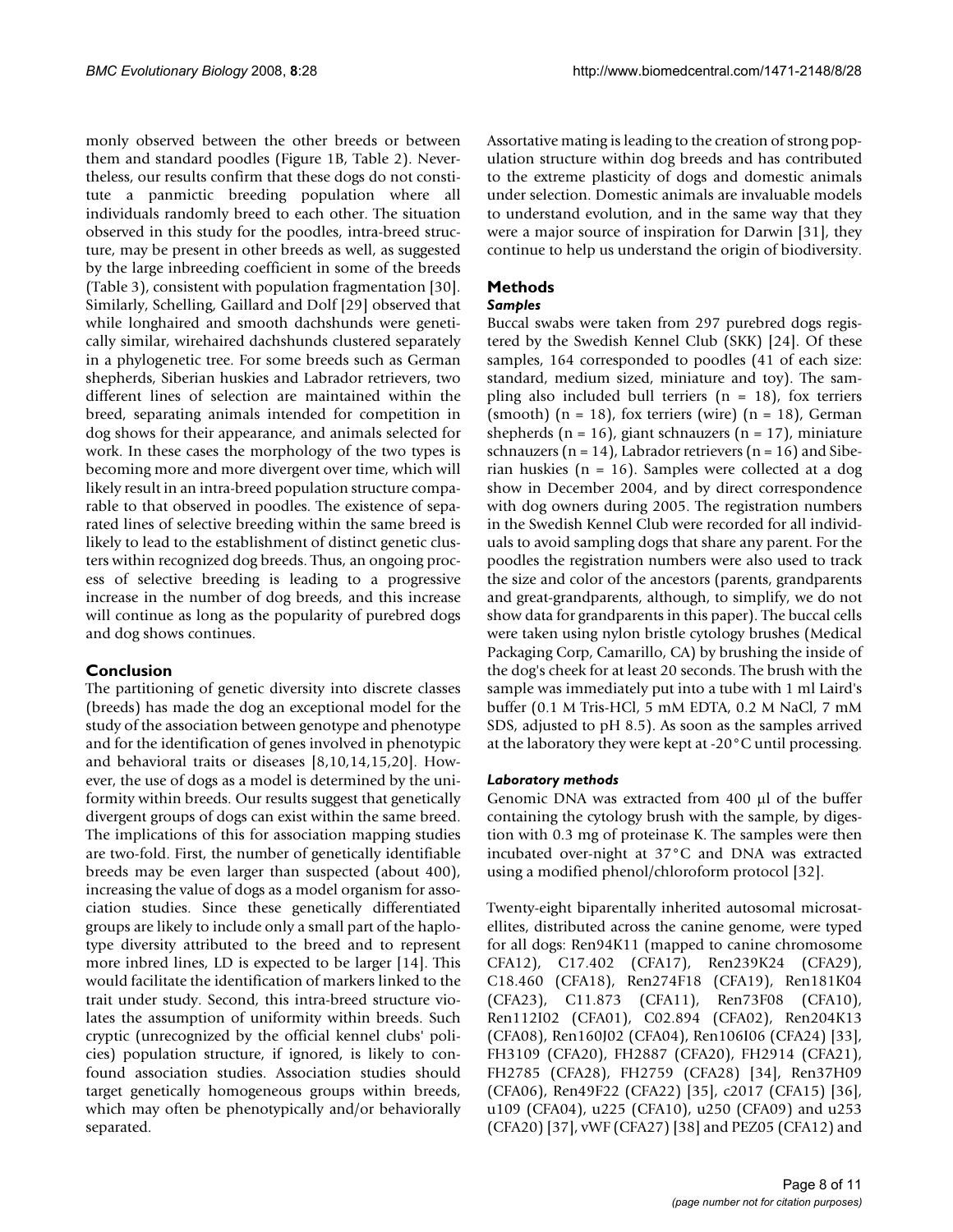monly observed between the other breeds or between them and standard poodles (Figure 1B, Table 2). Nevertheless, our results confirm that these dogs do not constitute a panmictic breeding population where all individuals randomly breed to each other. The situation observed in this study for the poodles, intra-breed structure, may be present in other breeds as well, as suggested by the large inbreeding coefficient in some of the breeds (Table 3), consistent with population fragmentation [30]. Similarly, Schelling, Gaillard and Dolf [29] observed that while longhaired and smooth dachshunds were genetically similar, wirehaired dachshunds clustered separately in a phylogenetic tree. For some breeds such as German shepherds, Siberian huskies and Labrador retrievers, two different lines of selection are maintained within the breed, separating animals intended for competition in dog shows for their appearance, and animals selected for work. In these cases the morphology of the two types is becoming more and more divergent over time, which will likely result in an intra-breed population structure comparable to that observed in poodles. The existence of separated lines of selective breeding within the same breed is likely to lead to the establishment of distinct genetic clusters within recognized dog breeds. Thus, an ongoing process of selective breeding is leading to a progressive increase in the number of dog breeds, and this increase will continue as long as the popularity of purebred dogs and dog shows continues.

## Conclusion

The partitioning of genetic diversity into discrete classes (breeds) has made the dog an exceptional model for the study of the association between genotype and phenotype and for the identification of genes involved in phenotypic and behavioral traits or diseases [8,10,14,15,20]. However, the use of dogs as a model is determined by the uniformity within breeds. Our results suggest that genetically divergent groups of dogs can exist within the same breed. The implications of this for association mapping studies are two-fold. First, the number of genetically identifiable breeds may be even larger than suspected (about 400), increasing the value of dogs as a model organism for association studies. Since these genetically differentiated groups are likely to include only a small part of the haplotype diversity attributed to the breed and to represent more inbred lines, LD is expected to be larger [14]. This would facilitate the identification of markers linked to the trait under study. Second, this intra-breed structure violates the assumption of uniformity within breeds. Such cryptic (unrecognized by the official kennel clubs' policies) population structure, if ignored, is likely to confound association studies. Association studies should target genetically homogeneous groups within breeds, which may often be phenotypically and/or behaviorally separated.

Assortative mating is leading to the creation of strong population structure within dog breeds and has contributed to the extreme plasticity of dogs and domestic animals under selection. Domestic animals are invaluable models to understand evolution, and in the same way that they were a major source of inspiration for Darwin [31], they continue to help us understand the origin of biodiversity.

## Methods

### *Samples*

Buccal swabs were taken from 297 purebred dogs registered by the Swedish Kennel Club (SKK) [24]. Of these samples, 164 corresponded to poodles (41 of each size: standard, medium sized, miniature and toy). The sampling also included bull terriers (n = 18), fox terriers (smooth) (n = 18), fox terriers (wire) (n = 18), German shepherds (n = 16), giant schnauzers (n = 17), miniature schnauzers (n = 14), Labrador retrievers (n = 16) and Siberian huskies (n = 16). Samples were collected at a dog show in December 2004, and by direct correspondence with dog owners during 2005. The registration numbers in the Swedish Kennel Club were recorded for all individuals to avoid sampling dogs that share any parent. For the poodles the registration numbers were also used to track the size and color of the ancestors (parents, grandparents and great-grandparents, although, to simplify, we do not show data for grandparents in this paper). The buccal cells were taken using nylon bristle cytology brushes (Medical Packaging Corp, Camarillo, CA) by brushing the inside of the dog's cheek for at least 20 seconds. The brush with the sample was immediately put into a tube with 1 ml Laird's buffer (0.1 M Tris-HCl, 5 mM EDTA, 0.2 M NaCl, 7 mM SDS, adjusted to pH 8.5). As soon as the samples arrived at the laboratory they were kept at -20°C until processing.

### *Laboratory methods*

Genomic DNA was extracted from 400 μl of the buffer containing the cytology brush with the sample, by digestion with 0.3 mg of proteinase K. The samples were then incubated over-night at 37°C and DNA was extracted using a modified phenol/chloroform protocol [32].

Twenty-eight biparentally inherited autosomal microsatellites, distributed across the canine genome, were typed for all dogs: Ren94K11 (mapped to canine chromosome CFA12), C17.402 (CFA17), Ren239K24 (CFA29), C18.460 (CFA18), Ren274F18 (CFA19), Ren181K04 (CFA23), C11.873 (CFA11), Ren73F08 (CFA10), Ren112I02 (CFA01), C02.894 (CFA02), Ren204K13 (CFA08), Ren160J02 (CFA04), Ren106I06 (CFA24) [33], FH3109 (CFA20), FH2887 (CFA20), FH2914 (CFA21), FH2785 (CFA28), FH2759 (CFA28) [34], Ren37H09 (CFA06), Ren49F22 (CFA22) [35], c2017 (CFA15) [36], u109 (CFA04), u225 (CFA10), u250 (CFA09) and u253 (CFA20) [37], vWF (CFA27) [38] and PEZ05 (CFA12) and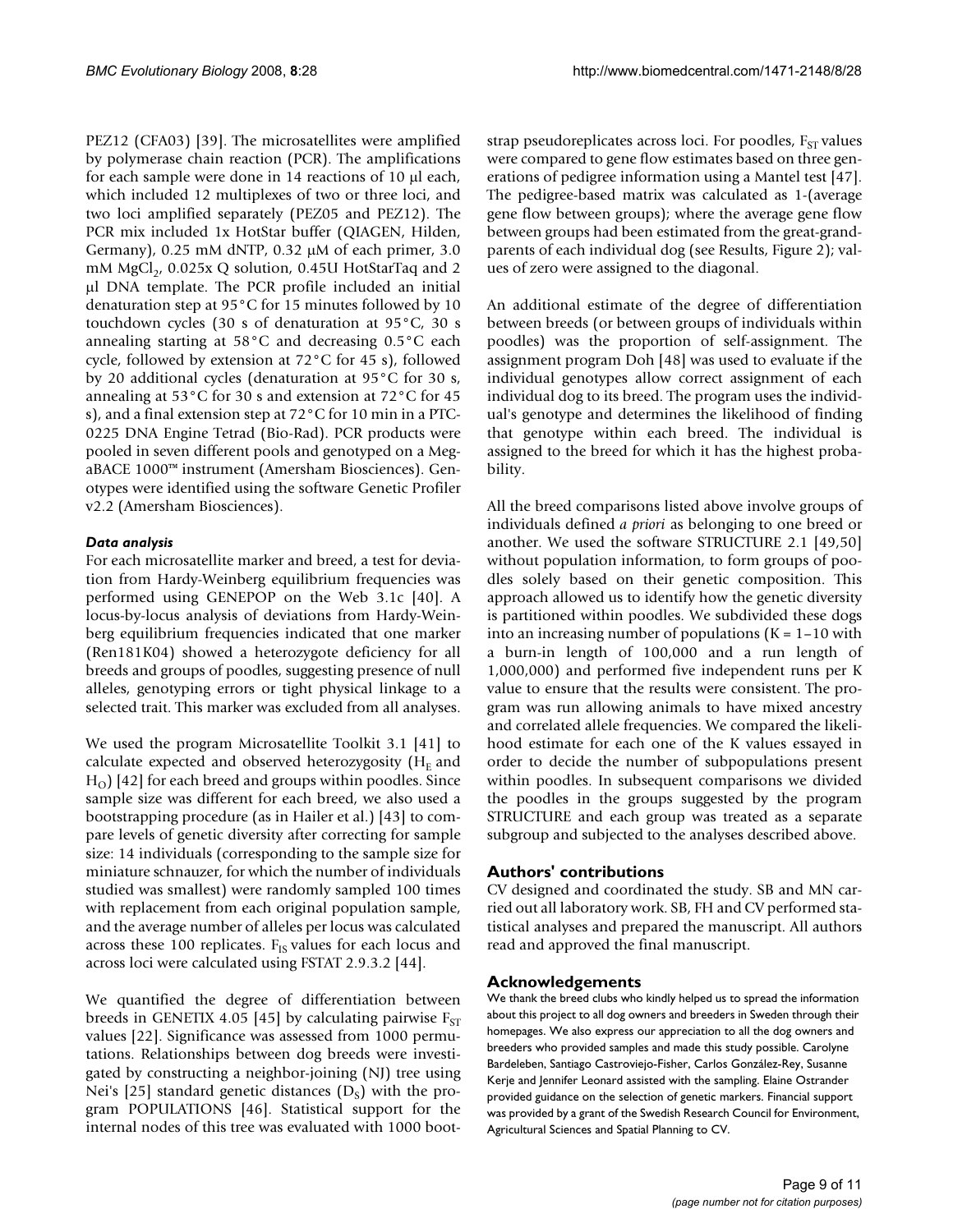PEZ12 (CFA03) [39]. The microsatellites were amplified by polymerase chain reaction (PCR). The amplifications for each sample were done in 14 reactions of 10 μl each, which included 12 multiplexes of two or three loci, and two loci amplified separately (PEZ05 and PEZ12). The PCR mix included 1x HotStar buffer (QIAGEN, Hilden, Germany), 0.25 mM dNTP, 0.32 μM of each primer, 3.0 mM $MgCl_2$, 0.025x Q solution, 0.45U HotStarTaq and 2 μl DNA template. The PCR profile included an initial denaturation step at 95°C for 15 minutes followed by 10 touchdown cycles (30 s of denaturation at 95°C, 30 s annealing starting at 58°C and decreasing 0.5°C each cycle, followed by extension at 72°C for 45 s), followed by 20 additional cycles (denaturation at 95°C for 30 s, annealing at 53°C for 30 s and extension at 72°C for 45 s), and a final extension step at 72°C for 10 min in a PTC-0225 DNA Engine Tetrad (Bio-Rad). PCR products were pooled in seven different pools and genotyped on a MegaBACE 1000™ instrument (Amersham Biosciences). Genotypes were identified using the software Genetic Profiler v2.2 (Amersham Biosciences).

### *Data analysis*

For each microsatellite marker and breed, a test for deviation from Hardy-Weinberg equilibrium frequencies was performed using GENEPOP on the Web 3.1c [40]. A locus-by-locus analysis of deviations from Hardy-Weinberg equilibrium frequencies indicated that one marker (Ren181K04) showed a heterozygote deficiency for all breeds and groups of poodles, suggesting presence of null alleles, genotyping errors or tight physical linkage to a selected trait. This marker was excluded from all analyses.

We used the program Microsatellite Toolkit 3.1 [41] to calculate expected and observed heterozygosity ($H_E$ and $H_O$) [42] for each breed and groups within poodles. Since sample size was different for each breed, we also used a bootstrapping procedure (as in Hailer et al.) [43] to compare levels of genetic diversity after correcting for sample size: 14 individuals (corresponding to the sample size for miniature schnauzer, for which the number of individuals studied was smallest) were randomly sampled 100 times with replacement from each original population sample, and the average number of alleles per locus was calculated across these 100 replicates. $F_{IS}$ values for each locus and across loci were calculated using FSTAT 2.9.3.2 [44].

We quantified the degree of differentiation between breeds in GENETIX 4.05 [45] by calculating pairwise $F_{ST}$ values [22]. Significance was assessed from 1000 permutations. Relationships between dog breeds were investigated by constructing a neighbor-joining (NJ) tree using Nei's [25] standard genetic distances ($D_S$) with the program POPULATIONS [46]. Statistical support for the internal nodes of this tree was evaluated with 1000 bootstrap pseudoreplicates across loci. For poodles, $F_{ST}$ values were compared to gene flow estimates based on three generations of pedigree information using a Mantel test [47]. The pedigree-based matrix was calculated as 1-(average gene flow between groups); where the average gene flow between groups had been estimated from the great-grandparents of each individual dog (see Results, Figure 2); values of zero were assigned to the diagonal.

An additional estimate of the degree of differentiation between breeds (or between groups of individuals within poodles) was the proportion of self-assignment. The assignment program Doh [48] was used to evaluate if the individual genotypes allow correct assignment of each individual dog to its breed. The program uses the individual's genotype and determines the likelihood of finding that genotype within each breed. The individual is assigned to the breed for which it has the highest probability.

All the breed comparisons listed above involve groups of individuals defined *a priori* as belonging to one breed or another. We used the software STRUCTURE 2.1 [49,50] without population information, to form groups of poodles solely based on their genetic composition. This approach allowed us to identify how the genetic diversity is partitioned within poodles. We subdivided these dogs into an increasing number of populations (K = 1–10 with a burn-in length of 100,000 and a run length of 1,000,000) and performed five independent runs per K value to ensure that the results were consistent. The program was run allowing animals to have mixed ancestry and correlated allele frequencies. We compared the likelihood estimate for each one of the K values essayed in order to decide the number of subpopulations present within poodles. In subsequent comparisons we divided the poodles in the groups suggested by the program STRUCTURE and each group was treated as a separate subgroup and subjected to the analyses described above.

## Authors' contributions

CV designed and coordinated the study. SB and MN carried out all laboratory work. SB, FH and CV performed statistical analyses and prepared the manuscript. All authors read and approved the final manuscript.

## Acknowledgements

We thank the breed clubs who kindly helped us to spread the information about this project to all dog owners and breeders in Sweden through their homepages. We also express our appreciation to all the dog owners and breeders who provided samples and made this study possible. Carolyne Bardeleben, Santiago Castroviejo-Fisher, Carlos González-Rey, Susanne Kerje and Jennifer Leonard assisted with the sampling. Elaine Ostrander provided guidance on the selection of genetic markers. Financial support was provided by a grant of the Swedish Research Council for Environment, Agricultural Sciences and Spatial Planning to CV.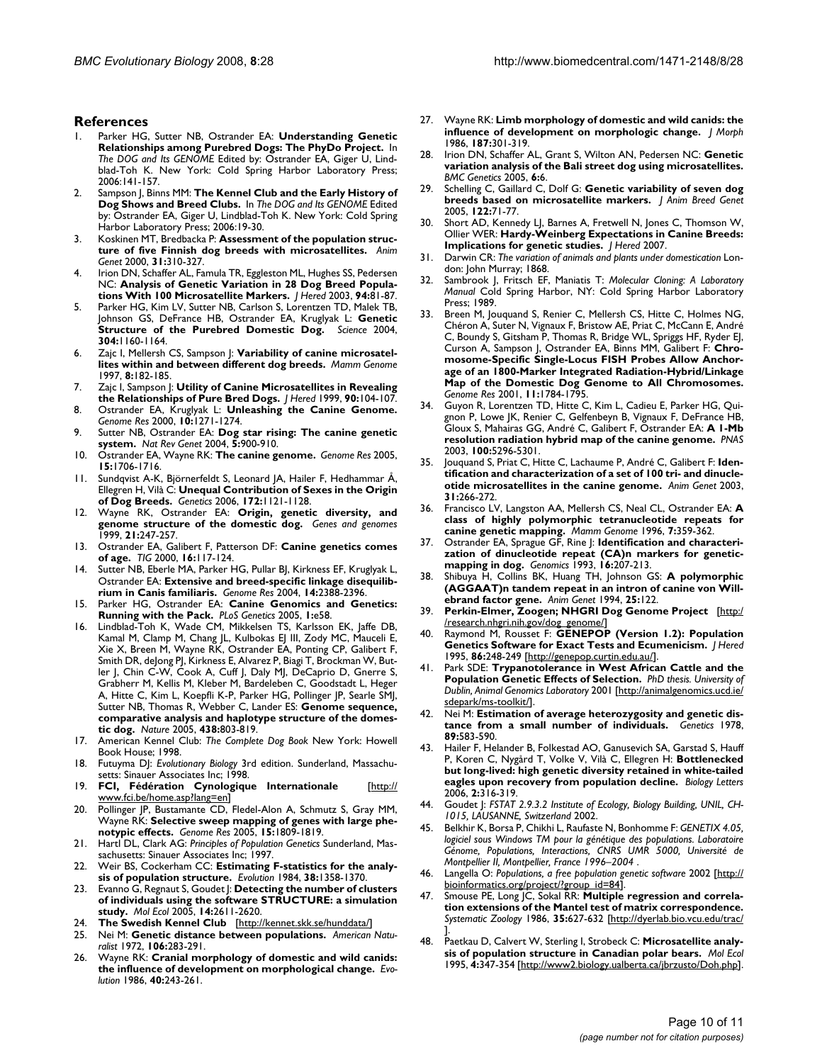## References

1. Parker HG, Sutter NB, Ostrander EA: **Understanding Genetic Relationships among Purebred Dogs: The PhyDo Project.** In *The DOG and Its GENOME* Edited by: Ostrander EA, Giger U, Lindblad-Toh K. New York: Cold Spring Harbor Laboratory Press; 2006:141-157.
2. Sampson J, Binns MM: **The Kennel Club and the Early History of Dog Shows and Breed Clubs.** In *The DOG and Its GENOME* Edited by: Ostrander EA, Giger U, Lindblad-Toh K. New York: Cold Spring Harbor Laboratory Press; 2006:19-30.
3. Koskinen MT, Bredbacka P: **Assessment of the population structure of five Finnish dog breeds with microsatellites.** *Anim Genet* 2000, **31:**310-327.
4. Irion DN, Schaffer AL, Famula TR, Eggleston ML, Hughes SS, Pedersen NC: **Analysis of Genetic Variation in 28 Dog Breed Populations With 100 Microsatellite Markers.** *J Hered* 2003, **94:**81-87.
5. Parker HG, Kim LV, Sutter NB, Carlson S, Lorentzen TD, Malek TB, Johnson GS, DeFrance HB, Ostrander EA, Kruglyak L: **Genetic Structure of the Purebred Domestic Dog.** *Science* 2004, **304:**1160-1164.
6. Zajc I, Mellersh CS, Sampson J: **Variability of canine microsatellites within and between different dog breeds.** *Mamm Genome* 1997, **8:**182-185.
7. Zajc I, Sampson J: **Utility of Canine Microsatellites in Revealing the Relationships of Pure Bred Dogs.** *J Hered* 1999, **90:**104-107.
8. Ostrander EA, Kruglyak L: **Unleashing the Canine Genome.** *Genome Res* 2000, **10:**1271-1274.
9. Sutter NB, Ostrander EA: **Dog star rising: The canine genetic system.** *Nat Rev Genet* 2004, **5:**900-910.
10. Ostrander EA, Wayne RK: **The canine genome.** *Genome Res* 2005, **15:**1706-1716.
11. Sundqvist A-K, Björnerfeldt S, Leonard JA, Hailer F, Hedhammar Å, Ellegren H, Vilà C: **Unequal Contribution of Sexes in the Origin of Dog Breeds.** *Genetics* 2006, **172:**1121-1128.
12. Wayne RK, Ostrander EA: **Origin, genetic diversity, and genome structure of the domestic dog.** *Genes and genomes* 1999, **21:**247-257.
13. Ostrander EA, Galibert F, Patterson DF: **Canine genetics comes of age.** *TIG* 2000, **16:**117-124.
14. Sutter NB, Eberle MA, Parker HG, Pullar BJ, Kirkness EF, Kruglyak L, Ostrander EA: **Extensive and breed-specific linkage disequilibrium in Canis familiaris.** *Genome Res* 2004, **14:**2388-2396.
15. Parker HG, Ostrander EA: **Canine Genomics and Genetics: Running with the Pack.** *PLoS Genetics* 2005, **1:**e58.
16. Lindblad-Toh K, Wade CM, Mikkelsen TS, Karlsson EK, Jaffe DB, Kamal M, Clamp M, Chang JL, Kulbokas EJ III, Zody MC, Mauceli E, Xie X, Breen M, Wayne RK, Ostrander EA, Ponting CP, Galibert F, Smith DR, deJong PJ, Kirkness E, Alvarez P, Biagi T, Brockman W, Butler J, Chin C-W, Cook A, Cuff J, Daly MJ, DeCaprio D, Gnerre S, Grabherr M, Kellis M, Kleber M, Bardeleben C, Goodstadt L, Heger A, Hitte C, Kim L, Koepfli K-P, Parker HG, Pollinger JP, Searle SMJ, Sutter NB, Thomas R, Webber C, Lander ES: **Genome sequence, comparative analysis and haplotype structure of the domestic dog.** *Nature* 2005, **438:**803-819.
17. American Kennel Club: *The Complete Dog Book* New York: Howell Book House; 1998.
18. Futuyma DJ: *Evolutionary Biology* 3rd edition. Sunderland, Massachusetts: Sinauer Associates Inc; 1998.
19. **FCI, Fédération Cynologique Internationale** [http://www.fci.be/home.asp?lang=en]
20. Pollinger JP, Bustamante CD, Fledel-Alon A, Schmutz S, Gray MM, Wayne RK: **Selective sweep mapping of genes with large phenotypic effects.** *Genome Res* 2005, **15:**1809-1819.
21. Hartl DL, Clark AG: *Principles of Population Genetics* Sunderland, Massachusetts: Sinauer Associates Inc; 1997.
22. Weir BS, Cockerham CC: **Estimating F-statistics for the analysis of population structure.** *Evolution* 1984, **38:**1358-1370.
23. Evanno G, Regnaut S, Goudet J: **Detecting the number of clusters of individuals using the software STRUCTURE: a simulation study.** *Mol Ecol* 2005, **14:**2611-2620.
24. **The Swedish Kennel Club** [http://kennet.skk.se/hunddata/]
25. Nei M: **Genetic distance between populations.** *American Naturalist* 1972, **106:**283-291.
26. Wayne RK: **Cranial morphology of domestic and wild canids: the influence of development on morphological change.** *Evolution* 1986, **40:**243-261.
27. Wayne RK: **Limb morphology of domestic and wild canids: the influence of development on morphologic change.** *J Morph* 1986, **187:**301-319.
28. Irion DN, Schaffer AL, Grant S, Wilton AN, Pedersen NC: **Genetic variation analysis of the Bali street dog using microsatellites.** *BMC Genetics* 2005, **6:**6.
29. Schelling C, Gaillard C, Dolf G: **Genetic variability of seven dog breeds based on microsatellite markers.** *J Anim Breed Genet* 2005, **122:**71-77.
30. Short AD, Kennedy LJ, Barnes A, Fretwell N, Jones C, Thomson W, Ollier WER: **Hardy-Weinberg Expectations in Canine Breeds: Implications for genetic studies.** *J Hered* 2007.
31. Darwin CR: *The variation of animals and plants under domestication* London: John Murray; 1868.
32. Sambrook J, Fritsch EF, Maniatis T: *Molecular Cloning: A Laboratory Manual* Cold Spring Harbor, NY: Cold Spring Harbor Laboratory Press; 1989.
33. Breen M, Jouquand S, Renier C, Mellersh CS, Hitte C, Holmes NG, Chéron A, Suter N, Vignaux F, Bristow AE, Priat C, McCann E, André C, Boundy S, Gitsham P, Thomas R, Bridge WL, Spriggs HF, Ryder EJ, Curson A, Sampson J, Ostrander EA, Binns MM, Galibert F: **Chromosome-Specific Single-Locus FISH Probes Allow Anchorage of an 1800-Marker Integrated Radiation-Hybrid/Linkage Map of the Domestic Dog Genome to All Chromosomes.** *Genome Res* 2001, **11:**1784-1795.
34. Guyon R, Lorentzen TD, Hitte C, Kim L, Cadieu E, Parker HG, Quignon P, Lowe JK, Renier C, Gelfenbeyn B, Vignaux F, DeFrance HB, Gloux S, Mahairas GG, André C, Galibert F, Ostrander EA: **A 1-Mb resolution radiation hybrid map of the canine genome.** *PNAS* 2003, **100:**5296-5301.
35. Jouquand S, Priat C, Hitte C, Lachaume P, André C, Galibert F: **Identification and characterization of a set of 100 tri- and dinucleotide microsatellites in the canine genome.** *Anim Genet* 2003, **31:**266-272.
36. Francisco LV, Langston AA, Mellersh CS, Neal CL, Ostrander EA: **A class of highly polymorphic tetranucleotide repeats for canine genetic mapping.** *Mamm Genome* 1996, **7:**359-362.
37. Ostrander EA, Sprague GF, Rine J: **Identification and characterization of dinucleotide repeat (CA)n markers for genetic-mapping in dog.** *Genomics* 1993, **16:**207-213.
38. Shibuya H, Collins BK, Huang TH, Johnson GS: **A polymorphic (AGGAAT)n tandem repeat in an intron of canine von Willebrand factor gene.** *Anim Genet* 1994, **25:**122.
39. **Perkin-Elmer, Zoogen; NHGRI Dog Genome Project** [http://research.nhgri.nih.gov/dog_genome/]
40. Raymond M, Rousset F: **GENEPOP (Version 1.2): Population Genetics Software for Exact Tests and Ecumenicism.** *J Hered* 1995, **86:**248-249 [http://genepop.curtin.edu.au/].
41. Park SDE: **Trypanotolerance in West African Cattle and the Population Genetic Effects of Selection.** *PhD thesis. University of Dublin, Animal Genomics Laboratory* 2001 [http://animalgenomics.ucd.ie/sdepark/ms-toolkit/].
42. Nei M: **Estimation of average heterozygosity and genetic distance from a small number of individuals.** *Genetics* 1978, **89:**583-590.
43. Hailer F, Helander B, Folkestad AO, Ganusevich SA, Garstad S, Hauff P, Koren C, Nygård T, Volke V, Vilà C, Ellegren H: **Bottlenecked but long-lived: high genetic diversity retained in white-tailed eagles upon recovery from population decline.** *Biology Letters* 2006, **2:**316-319.
44. Goudet J: *FSTAT 2.9.3.2 Institute of Ecology, Biology Building, UNIL, CH-1015, LAUSANNE, Switzerland* 2002.
45. Belkhir K, Borsa P, Chikhi L, Raufaste N, Bonhomme F: *GENETIX 4.05, logiciel sous Windows TM pour la génétique des populations. Laboratoire Génome, Populations, Interactions, CNRS UMR 5000, Université de Montpellier II, Montpellier, France 1996–2004* .
46. Langella O: *Populations, a free population genetic software* 2002 [http://bioinformatics.org/project/?group_id=84].
47. Smouse PE, Long JC, Sokal RR: **Multiple regression and correlation extensions of the Mantel test of matrix correspondence.** *Systematic Zoology* 1986, **35:**627-632 [http://dyerlab.bio.vcu.edu/trac/].
48. Paetkau D, Calvert W, Sterling I, Strobeck C: **Microsatellite analysis of population structure in Canadian polar bears.** *Mol Ecol* 1995, **4:**347-354 [http://www2.biology.ualberta.ca/jbrzusto/Doh.php].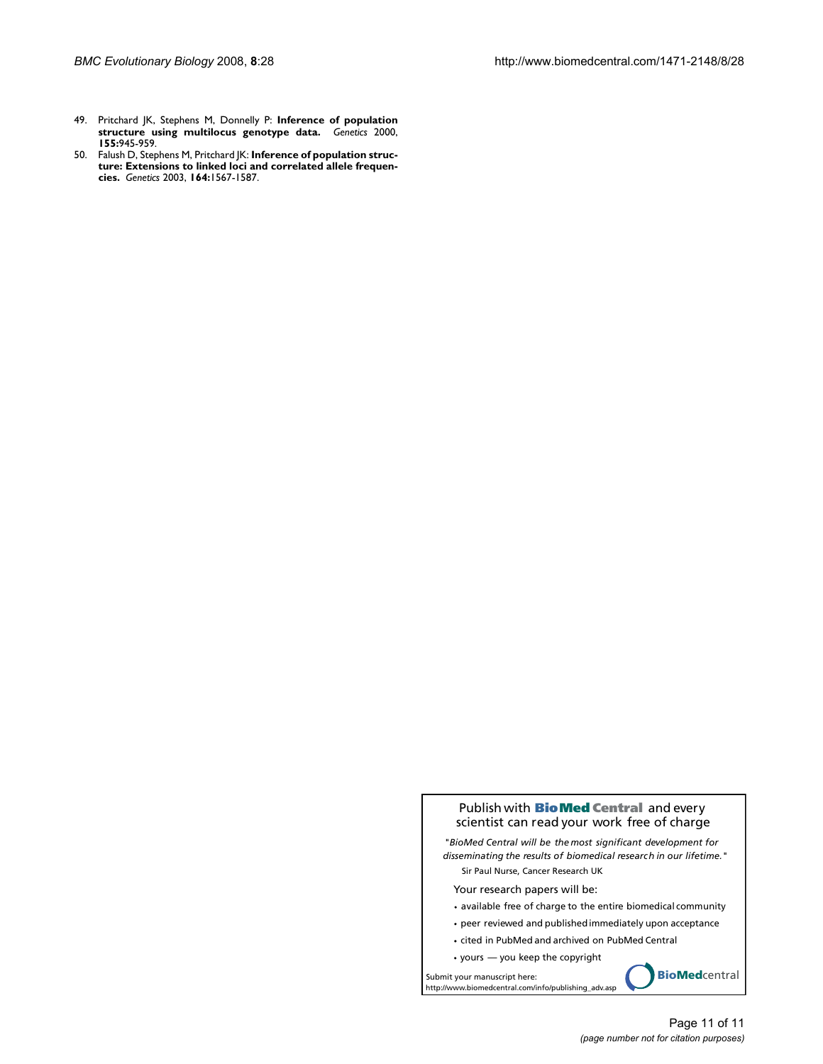49. Pritchard JK, Stephens M, Donnelly P: **Inference of population structure using multilocus genotype data.** *Genetics* 2000, **155:**945-959.
50. Falush D, Stephens M, Pritchard JK: **Inference of population structure: Extensions to linked loci and correlated allele frequencies.** *Genetics* 2003, **164:**1567-1587.

Publish with **BioMed Central** and every scientist can read your work free of charge

*"BioMed Central will be the most significant development for disseminating the results of biomedical research in our lifetime."*

Sir Paul Nurse, Cancer Research UK

Your research papers will be:

- available free of charge to the entire biomedical community
- peer reviewed and published immediately upon acceptance
- cited in PubMed and archived on PubMed Central
- yours — you keep the copyright

Submit your manuscript here:
http://www.biomedcentral.com/info/publishing_adv.asp

**BioMed**central